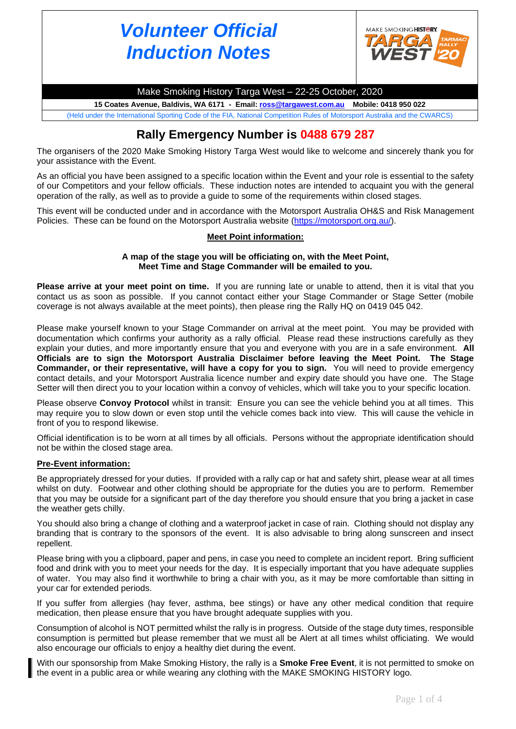# *Volunteer Official Induction Notes*

Make Smoking History Targa West – 22-25 October, 2020

**15 Coates Avenue, Baldivis, WA 6171 - Email: ross@targawest.com.au Mobile: 0418 950 022**

(Held under the International Sporting Code of the FIA, National Competition Rules of Motorsport Australia and the CWARCS)

## Rally Emergency Number is 0488 679 287

The organisers of the 2020 Make Smoking History Targa West would like to welcome and sincerely thank you for your assistance with the Event.

As an official you have been assigned to a specific location within the Event and your role is essential to the safety of our Competitors and your fellow officials. These induction notes are intended to acquaint you with the general operation of the rally, as well as to provide a guide to some of the requirements within closed stages.

This event will be conducted under and in accordance with the Motorsport Australia OH&S and Risk Management Policies. These can be found on the Motorsport Australia website (https://motorsport.org.au/).

### Meet Point information:

**A map of the stage you will be officiating on, with the Meet Point, Meet Time and Stage Commander will be emailed to you.**

**Please arrive at your meet point on time.** If you are running late or unable to attend, then it is vital that you contact us as soon as possible. If you cannot contact either your Stage Commander or Stage Setter (mobile coverage is not always available at the meet points), then please ring the Rally HQ on 0419 045 042.

Please make yourself known to your Stage Commander on arrival at the meet point. You may be provided with documentation which confirms your authority as a rally official. Please read these instructions carefully as they explain your duties, and more importantly ensure that you and everyone with you are in a safe environment. **All Officials are to sign the Motorsport Australia Disclaimer before leaving the Meet Point. The Stage Commander, or their representative, will have a copy for you to sign.** You will need to provide emergency contact details, and your Motorsport Australia licence number and expiry date should you have one. The Stage Setter will then direct you to your location within a convoy of vehicles, which will take you to your specific location.

Please observe **Convoy Protocol** whilst in transit: Ensure you can see the vehicle behind you at all times. This may require you to slow down or even stop until the vehicle comes back into view. This will cause the vehicle in front of you to respond likewise.

Official identification is to be worn at all times by all officials. Persons without the appropriate identification should not be within the closed stage area.

### Pre-Event information:

Be appropriately dressed for your duties. If provided with a rally cap or hat and safety shirt, please wear at all times whilst on duty. Footwear and other clothing should be appropriate for the duties you are to perform. Remember that you may be outside for a significant part of the day therefore you should ensure that you bring a jacket in case the weather gets chilly.

You should also bring a change of clothing and a waterproof jacket in case of rain. Clothing should not display any branding that is contrary to the sponsors of the event. It is also advisable to bring along sunscreen and insect repellent.

Please bring with you a clipboard, paper and pens, in case you need to complete an incident report. Bring sufficient food and drink with you to meet your needs for the day. It is especially important that you have adequate supplies of water. You may also find it worthwhile to bring a chair with you, as it may be more comfortable than sitting in your car for extended periods.

If you suffer from allergies (hay fever, asthma, bee stings) or have any other medical condition that require medication, then please ensure that you have brought adequate supplies with you.

Consumption of alcohol is NOT permitted whilst the rally is in progress. Outside of the stage duty times, responsible consumption is permitted but please remember that we must all be Alert at all times whilst officiating. We would also encourage our officials to enjoy a healthy diet during the event.

With our sponsorship from Make Smoking History, the rally is a **Smoke Free Event**, it is not permitted to smoke on the event in a public area or while wearing any clothing with the MAKE SMOKING HISTORY logo.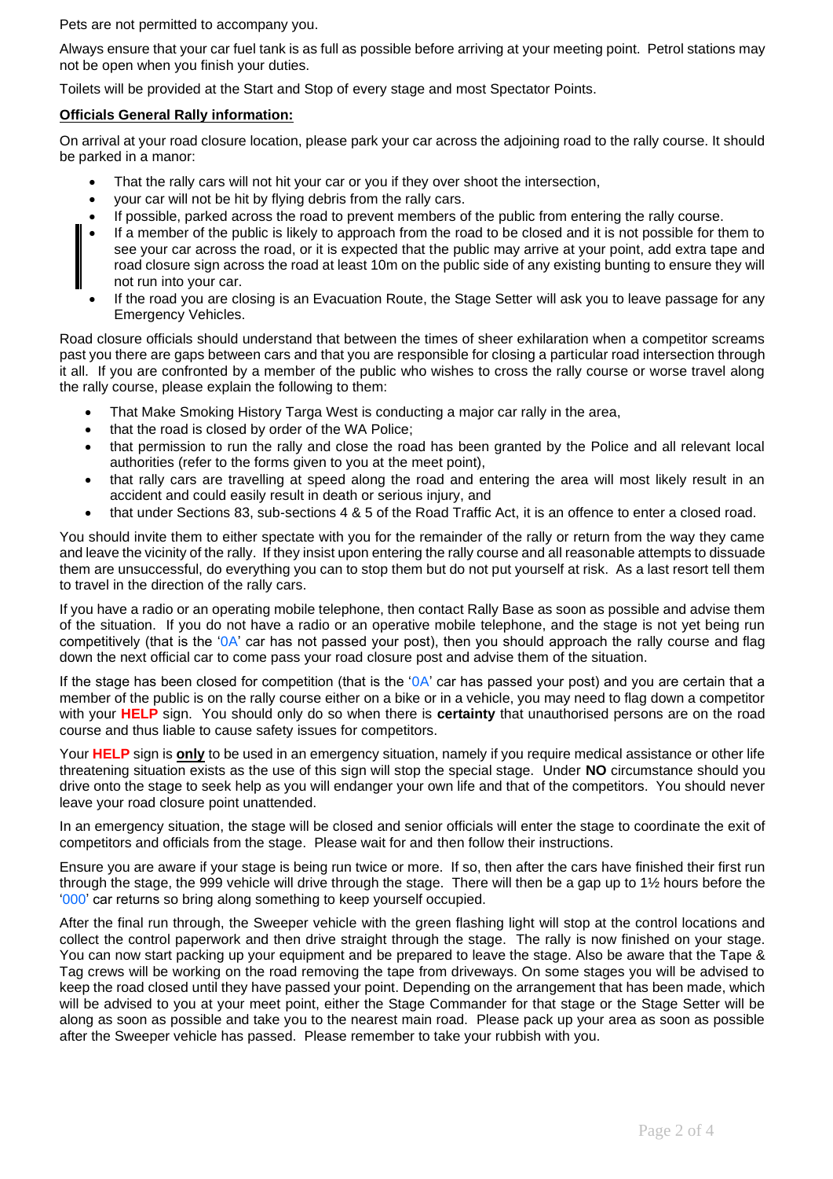Pets are not permitted to accompany you.

Always ensure that your car fuel tank is as full as possible before arriving at your meeting point. Petrol stations may not be open when you finish your duties.

Toilets will be provided at the Start and Stop of every stage and most Spectator Points.

**Officials General Rally information:**

On arrival at your road closure location, please park your car across the adjoining road to the rally course. It should be parked in a manor:

- That the rally cars will not hit your car or you if they over shoot the intersection,
- your car will not be hit by flying debris from the rally cars.
- If possible, parked across the road to prevent members of the public from entering the rally course.
- If a member of the public is likely to approach from the road to be closed and it is not possible for them to see your car across the road, or it is expected that the public may arrive at your point, add extra tape and road closure sign across the road at least 10m on the public side of any existing bunting to ensure they will not run into your car.
- If the road you are closing is an Evacuation Route, the Stage Setter will ask you to leave passage for any Emergency Vehicles.

Road closure officials should understand that between the times of sheer exhilaration when a competitor screams past you there are gaps between cars and that you are responsible for closing a particular road intersection through it all. If you are confronted by a member of the public who wishes to cross the rally course or worse travel along the rally course, please explain the following to them:

- That Make Smoking History Targa West is conducting a major car rally in the area,
- that the road is closed by order of the WA Police;
- that permission to run the rally and close the road has been granted by the Police and all relevant local authorities (refer to the forms given to you at the meet point),
- that rally cars are travelling at speed along the road and entering the area will most likely result in an accident and could easily result in death or serious injury, and
- that under Sections 83, sub-sections 4 & 5 of the Road Traffic Act, it is an offence to enter a closed road.

You should invite them to either spectate with you for the remainder of the rally or return from the way they came and leave the vicinity of the rally. If they insist upon entering the rally course and all reasonable attempts to dissuade them are unsuccessful, do everything you can to stop them but do not put yourself at risk. As a last resort tell them to travel in the direction of the rally cars.

If you have a radio or an operating mobile telephone, then contact Rally Base as soon as possible and advise them of the situation. If you do not have a radio or an operative mobile telephone, and the stage is not yet being run competitively (that is the '0A' car has not passed your post), then you should approach the rally course and flag down the next official car to come pass your road closure post and advise them of the situation.

If the stage has been closed for competition (that is the '0A' car has passed your post) and you are certain that a member of the public is on the rally course either on a bike or in a vehicle, you may need to flag down a competitor with your **HELP** sign. You should only do so when there is **certainty** that unauthorised persons are on the road course and thus liable to cause safety issues for competitors.

Your **HELP** sign is **only** to be used in an emergency situation, namely if you require medical assistance or other life threatening situation exists as the use of this sign will stop the special stage. Under **NO** circumstance should you drive onto the stage to seek help as you will endanger your own life and that of the competitors. You should never leave your road closure point unattended.

In an emergency situation, the stage will be closed and senior officials will enter the stage to coordinate the exit of competitors and officials from the stage. Please wait for and then follow their instructions.

Ensure you are aware if your stage is being run twice or more. If so, then after the cars have finished their first run through the stage, the 999 vehicle will drive through the stage. There will then be a gap up to 1½ hours before the '000' car returns so bring along something to keep yourself occupied.

After the final run through, the Sweeper vehicle with the green flashing light will stop at the control locations and collect the control paperwork and then drive straight through the stage. The rally is now finished on your stage. You can now start packing up your equipment and be prepared to leave the stage. Also be aware that the Tape & Tag crews will be working on the road removing the tape from driveways. On some stages you will be advised to keep the road closed until they have passed your point. Depending on the arrangement that has been made, which will be advised to you at your meet point, either the Stage Commander for that stage or the Stage Setter will be along as soon as possible and take you to the nearest main road. Please pack up your area as soon as possible after the Sweeper vehicle has passed. Please remember to take your rubbish with you.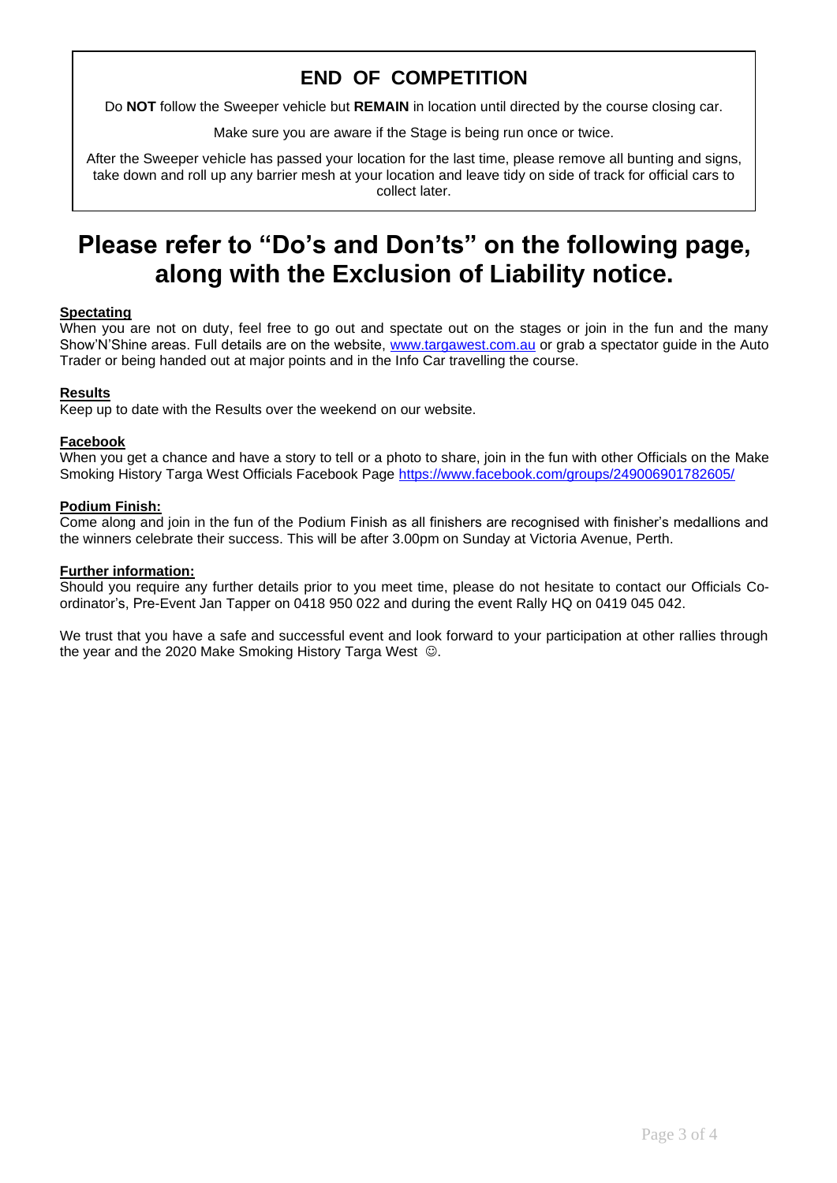## END OF COMPETITION

Do **NOT** follow the Sweeper vehicle but **REMAIN** in location until directed by the course closing car.

Make sure you are aware if the Stage is being run once or twice.

After the Sweeper vehicle has passed your location for the last time, please remove all bunting and signs, take down and roll up any barrier mesh at your location and leave tidy on side of track for official cars to collect later.

# Please refer to "Do's and Don'ts" on the following page, along with the Exclusion of Liability notice.

**Spectating**

When you are not on duty, feel free to go out and spectate out on the stages or join in the fun and the many Show'N'Shine areas. Full details are on the website, www.targawest.com.au or grab a spectator guide in the Auto Trader or being handed out at major points and in the Info Car travelling the course.

**Results**

Keep up to date with the Results over the weekend on our website.

**Facebook**

When you get a chance and have a story to tell or a photo to share, join in the fun with other Officials on the Make Smoking History Targa West Officials Facebook Page https://www.facebook.com/groups/249006901782605/

**Podium Finish:**

Come along and join in the fun of the Podium Finish as all finishers are recognised with finisher's medallions and the winners celebrate their success. This will be after 3.00pm on Sunday at Victoria Avenue, Perth.

**Further information:**

Should you require any further details prior to you meet time, please do not hesitate to contact our Officials Co-ordinator's, Pre-Event Jan Tapper on 0418 950 022 and during the event Rally HQ on 0419 045 042.

We trust that you have a safe and successful event and look forward to your participation at other rallies through the year and the 2020 Make Smoking History Targa West ☺.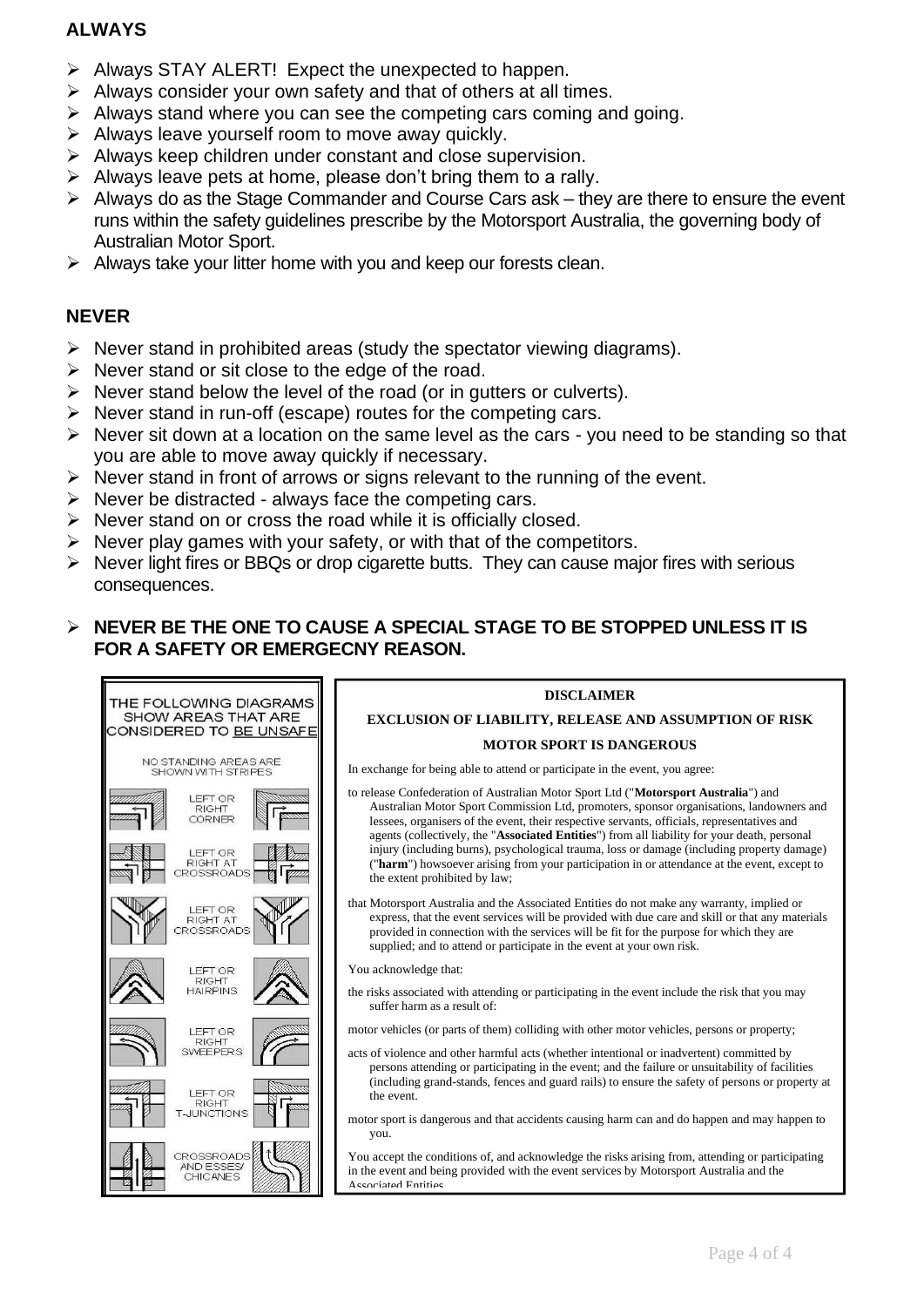## ALWAYS

- Always STAY ALERT! Expect the unexpected to happen.
- Always consider your own safety and that of others at all times.
- Always stand where you can see the competing cars coming and going.
- Always leave yourself room to move away quickly.
- Always keep children under constant and close supervision.
- Always leave pets at home, please don't bring them to a rally.
- Always do as the Stage Commander and Course Cars ask – they are there to ensure the event runs within the safety guidelines prescribe by the Motorsport Australia, the governing body of Australian Motor Sport.
- Always take your litter home with you and keep our forests clean.

## NEVER

- Never stand in prohibited areas (study the spectator viewing diagrams).
- Never stand or sit close to the edge of the road.
- Never stand below the level of the road (or in gutters or culverts).
- Never stand in run-off (escape) routes for the competing cars.
- Never sit down at a location on the same level as the cars - you need to be standing so that you are able to move away quickly if necessary.
- Never stand in front of arrows or signs relevant to the running of the event.
- Never be distracted - always face the competing cars.
- Never stand on or cross the road while it is officially closed.
- Never play games with your safety, or with that of the competitors.
- Never light fires or BBQs or drop cigarette butts. They can cause major fires with serious consequences.
- **NEVER BE THE ONE TO CAUSE A SPECIAL STAGE TO BE STOPPED UNLESS IT IS FOR A SAFETY OR EMERGECNY REASON.**

THE FOLLOWING DIAGRAMS SHOW AREAS THAT ARE CONSIDERED TO BE UNSAFE

NO STANDING AREAS ARE SHOWN WITH STRIPES

LEFT OR RIGHT CORNER

LEFT OR RIGHT AT CROSSROADS

LEFT OR RIGHT AT CROSSROADS

LEFT OR RIGHT HAIRPINS

LEFT OR RIGHT SWEEPERS

LEFT OR RIGHT T-JUNCTIONS

CROSSROADS AND ESSES/ CHICANES

**DISCLAIMER**

**EXCLUSION OF LIABILITY, RELEASE AND ASSUMPTION OF RISK**

**MOTOR SPORT IS DANGEROUS**

In exchange for being able to attend or participate in the event, you agree:

to release Confederation of Australian Motor Sport Ltd ("**Motorsport Australia**") and Australian Motor Sport Commission Ltd, promoters, sponsor organisations, landowners and lessees, organisers of the event, their respective servants, officials, representatives and agents (collectively, the "**Associated Entities**") from all liability for your death, personal injury (including burns), psychological trauma, loss or damage (including property damage) ("**harm**") howsoever arising from your participation in or attendance at the event, except to the extent prohibited by law;

that Motorsport Australia and the Associated Entities do not make any warranty, implied or express, that the event services will be provided with due care and skill or that any materials provided in connection with the services will be fit for the purpose for which they are supplied; and to attend or participate in the event at your own risk.

You acknowledge that:

the risks associated with attending or participating in the event include the risk that you may suffer harm as a result of:

motor vehicles (or parts of them) colliding with other motor vehicles, persons or property;

acts of violence and other harmful acts (whether intentional or inadvertent) committed by persons attending or participating in the event; and the failure or unsuitability of facilities (including grand-stands, fences and guard rails) to ensure the safety of persons or property at the event.

motor sport is dangerous and that accidents causing harm can and do happen and may happen to you.

You accept the conditions of, and acknowledge the risks arising from, attending or participating in the event and being provided with the event services by Motorsport Australia and the Associated Entities.